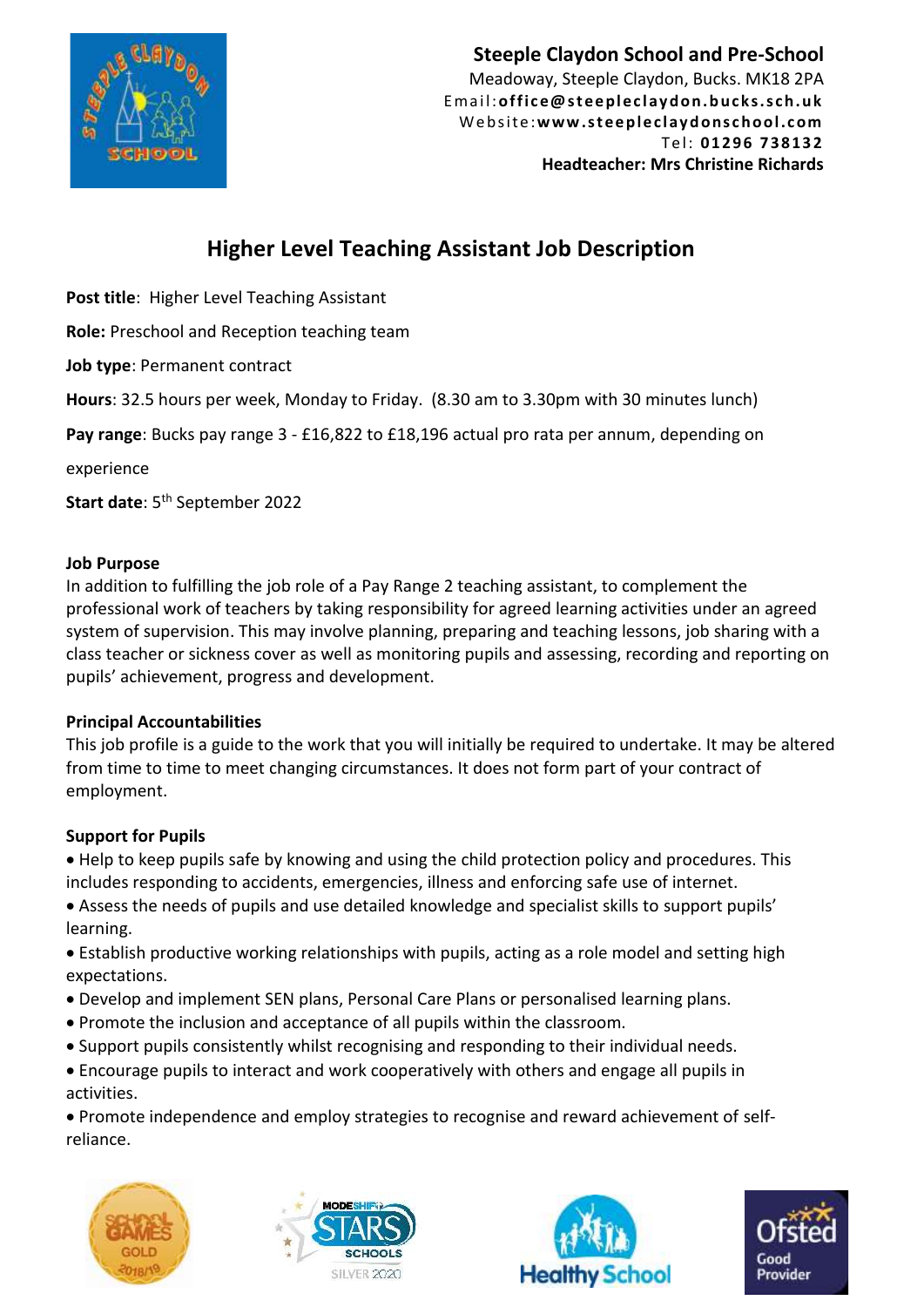**Steeple Claydon School and Pre-School**
Meadoway, Steeple Claydon, Bucks. MK18 2PA
Email:**office@steepleclaydon.bucks.sch.uk**
Website:**www.steepleclaydonschool.com**
Tel: **01296 738132**
**Headteacher: Mrs Christine Richards**

# Higher Level Teaching Assistant Job Description

**Post title**: Higher Level Teaching Assistant

**Role:** Preschool and Reception teaching team

**Job type**: Permanent contract

**Hours**: 32.5 hours per week, Monday to Friday. (8.30 am to 3.30pm with 30 minutes lunch)

**Pay range**: Bucks pay range 3 - £16,822 to £18,196 actual pro rata per annum, depending on experience

**Start date**: 5th September 2022

**Job Purpose**

In addition to fulfilling the job role of a Pay Range 2 teaching assistant, to complement the professional work of teachers by taking responsibility for agreed learning activities under an agreed system of supervision. This may involve planning, preparing and teaching lessons, job sharing with a class teacher or sickness cover as well as monitoring pupils and assessing, recording and reporting on pupils' achievement, progress and development.

**Principal Accountabilities**

This job profile is a guide to the work that you will initially be required to undertake. It may be altered from time to time to meet changing circumstances. It does not form part of your contract of employment.

**Support for Pupils**

- Help to keep pupils safe by knowing and using the child protection policy and procedures. This includes responding to accidents, emergencies, illness and enforcing safe use of internet.
- Assess the needs of pupils and use detailed knowledge and specialist skills to support pupils' learning.
- Establish productive working relationships with pupils, acting as a role model and setting high expectations.
- Develop and implement SEN plans, Personal Care Plans or personalised learning plans.
- Promote the inclusion and acceptance of all pupils within the classroom.
- Support pupils consistently whilst recognising and responding to their individual needs.
- Encourage pupils to interact and work cooperatively with others and engage all pupils in activities.
- Promote independence and employ strategies to recognise and reward achievement of self-reliance.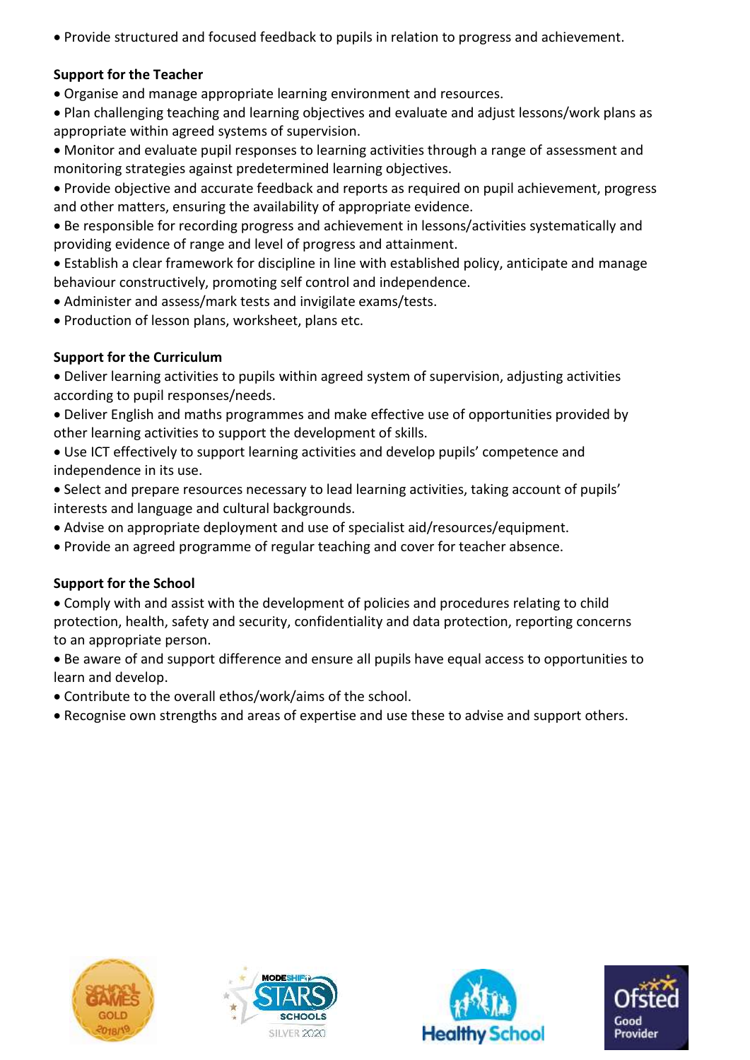- Provide structured and focused feedback to pupils in relation to progress and achievement.

**Support for the Teacher**

- Organise and manage appropriate learning environment and resources.
- Plan challenging teaching and learning objectives and evaluate and adjust lessons/work plans as appropriate within agreed systems of supervision.
- Monitor and evaluate pupil responses to learning activities through a range of assessment and monitoring strategies against predetermined learning objectives.
- Provide objective and accurate feedback and reports as required on pupil achievement, progress and other matters, ensuring the availability of appropriate evidence.
- Be responsible for recording progress and achievement in lessons/activities systematically and providing evidence of range and level of progress and attainment.
- Establish a clear framework for discipline in line with established policy, anticipate and manage behaviour constructively, promoting self control and independence.
- Administer and assess/mark tests and invigilate exams/tests.
- Production of lesson plans, worksheet, plans etc.

**Support for the Curriculum**

- Deliver learning activities to pupils within agreed system of supervision, adjusting activities according to pupil responses/needs.
- Deliver English and maths programmes and make effective use of opportunities provided by other learning activities to support the development of skills.
- Use ICT effectively to support learning activities and develop pupils' competence and independence in its use.
- Select and prepare resources necessary to lead learning activities, taking account of pupils' interests and language and cultural backgrounds.
- Advise on appropriate deployment and use of specialist aid/resources/equipment.
- Provide an agreed programme of regular teaching and cover for teacher absence.

**Support for the School**

- Comply with and assist with the development of policies and procedures relating to child protection, health, safety and security, confidentiality and data protection, reporting concerns to an appropriate person.
- Be aware of and support difference and ensure all pupils have equal access to opportunities to learn and develop.
- Contribute to the overall ethos/work/aims of the school.
- Recognise own strengths and areas of expertise and use these to advise and support others.